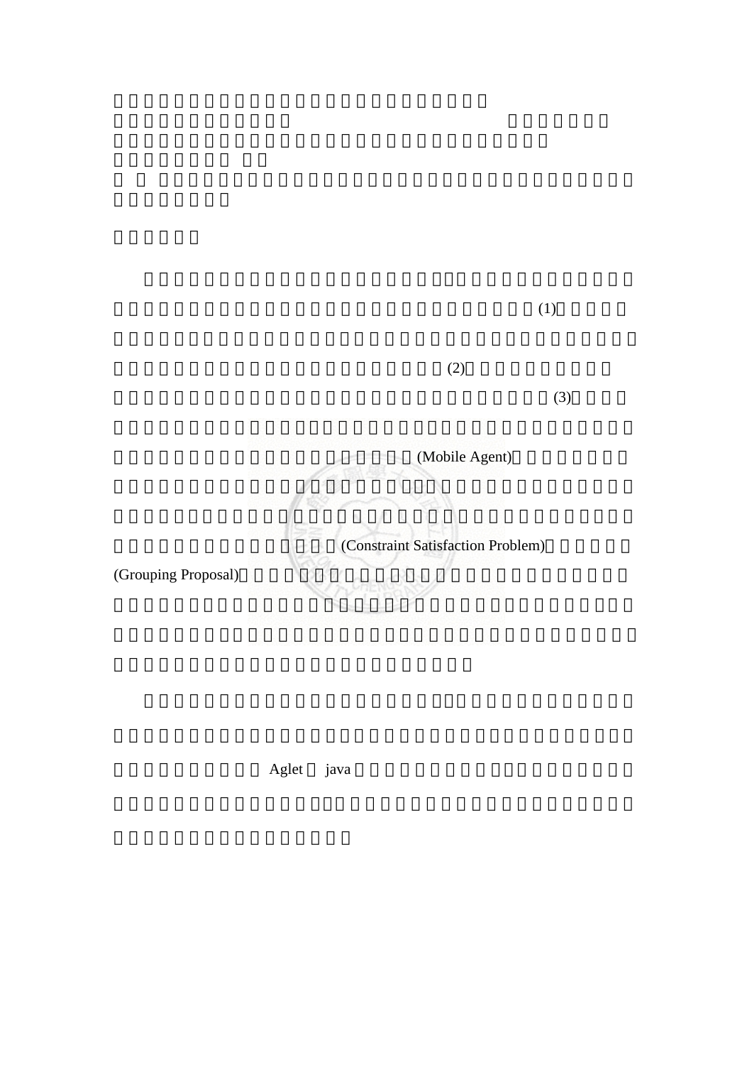(1)

(2)

(3)

(Mobile Agent)

(Constraint Satisfaction Problem)

(Grouping Proposal)

Aglet java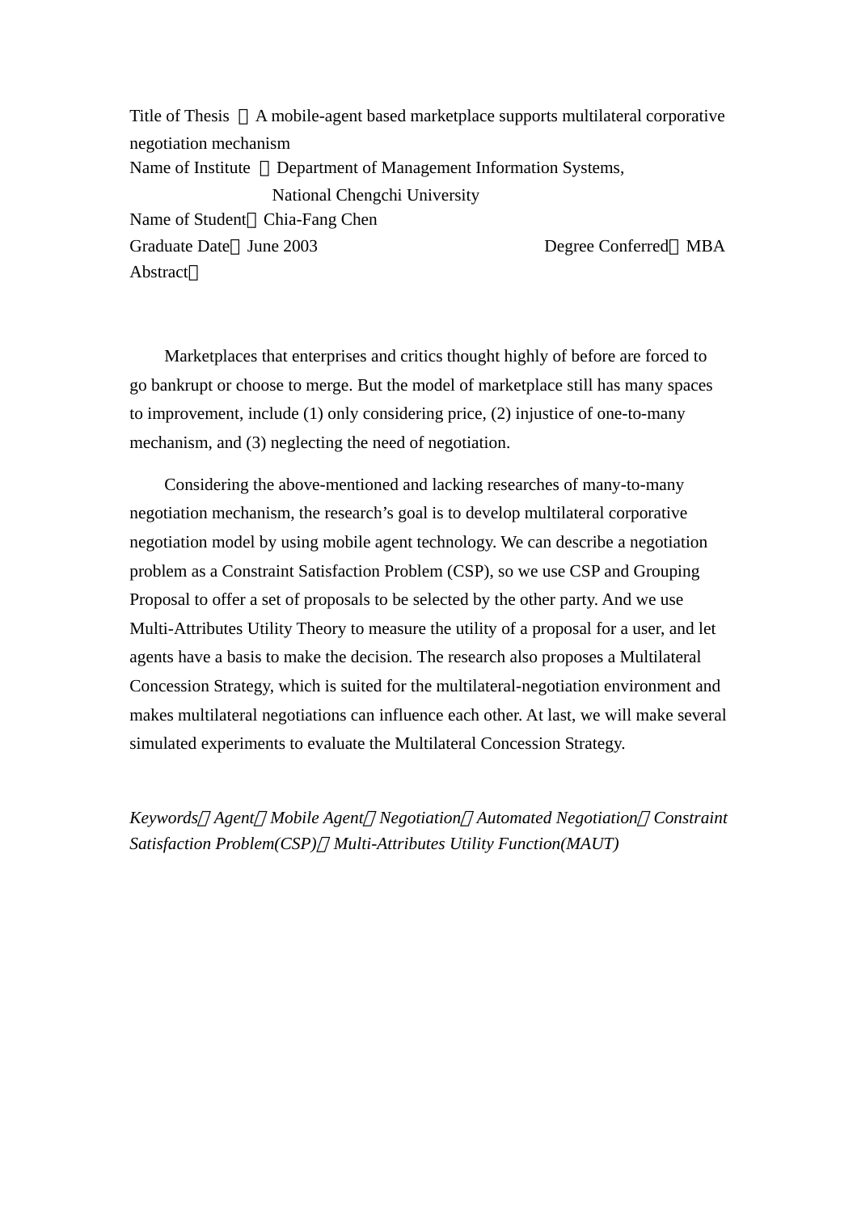Title of Thesis ：A mobile-agent based marketplace supports multilateral corporative negotiation mechanism

Name of Institute ：Department of Management Information Systems, National Chengchi University

Name of Student：Chia-Fang Chen

Graduate Date：June 2003 Degree Conferred：MBA

Abstract：

Marketplaces that enterprises and critics thought highly of before are forced to go bankrupt or choose to merge. But the model of marketplace still has many spaces to improvement, include (1) only considering price, (2) injustice of one-to-many mechanism, and (3) neglecting the need of negotiation.

Considering the above-mentioned and lacking researches of many-to-many negotiation mechanism, the research's goal is to develop multilateral corporative negotiation model by using mobile agent technology. We can describe a negotiation problem as a Constraint Satisfaction Problem (CSP), so we use CSP and Grouping Proposal to offer a set of proposals to be selected by the other party. And we use Multi-Attributes Utility Theory to measure the utility of a proposal for a user, and let agents have a basis to make the decision. The research also proposes a Multilateral Concession Strategy, which is suited for the multilateral-negotiation environment and makes multilateral negotiations can influence each other. At last, we will make several simulated experiments to evaluate the Multilateral Concession Strategy.

*Keywords：Agent、Mobile Agent、Negotiation、Automated Negotiation、Constraint Satisfaction Problem(CSP)、Multi-Attributes Utility Function(MAUT)*